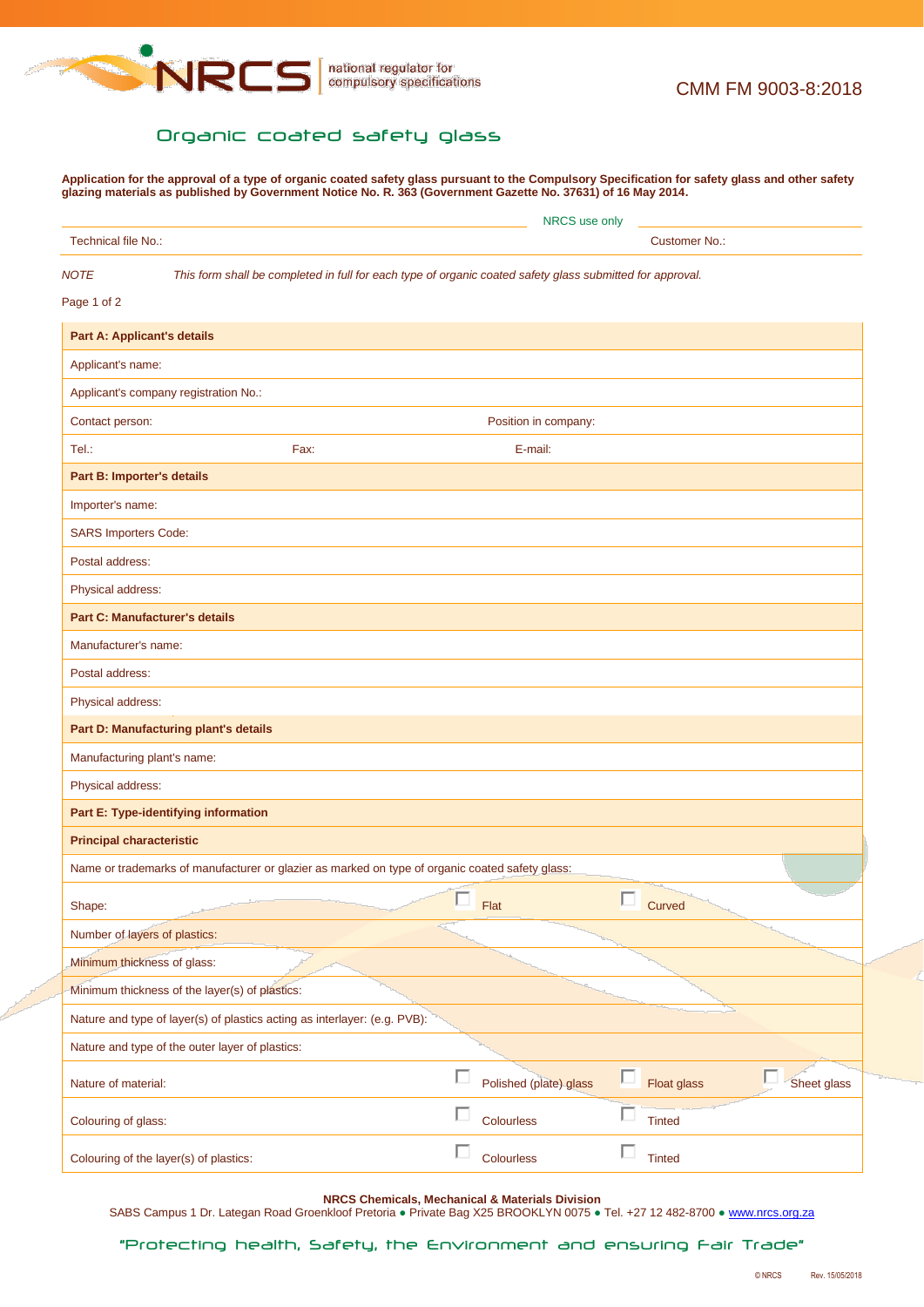CMM FM 9003-8:2018

# Organic coated safety glass

**Application for the approval of a type of organic coated safety glass pursuant to the Compulsory Specification for safety glass and other safety glazing materials as published by Government Notice No. R. 363 (Government Gazette No. 37631) of 16 May 2014.**

NRCS use only

| Technical file No.: | Customer No.: |
|---|---|

*NOTE* *This form shall be completed in full for each type of organic coated safety glass submitted for approval.*

Page 1 of 2

| **Part A: Applicant's details** | | | |
|---|---|---|---|
| Applicant's name: | | | |
| Applicant's company registration No.: | | | |
| Contact person: | | Position in company: | |
| Tel.: | Fax: | E-mail: | |
| **Part B: Importer's details** | | | |
| Importer's name: | | | |
| SARS Importers Code: | | | |
| Postal address: | | | |
| Physical address: | | | |
| **Part C: Manufacturer's details** | | | |
| Manufacturer's name: | | | |
| Postal address: | | | |
| Physical address: | | | |
| **Part D: Manufacturing plant's details** | | | |
| Manufacturing plant's name: | | | |
| Physical address: | | | |
| **Part E: Type-identifying information** | | | |
| **Principal characteristic** | | | |
| Name or trademarks of manufacturer or glazier as marked on type of organic coated safety glass: | | | |
| Shape: | ☐ Flat | ☐ Curved | |
| Number of layers of plastics: | | | |
| Minimum thickness of glass: | | | |
| Minimum thickness of the layer(s) of plastics: | | | |
| Nature and type of layer(s) of plastics acting as interlayer: (e.g. PVB): | | | |
| Nature and type of the outer layer of plastics: | | | |
| Nature of material: | ☐ Polished (plate) glass | ☐ Float glass | ☐ Sheet glass |
| Colouring of glass: | ☐ Colourless | ☐ Tinted | |
| Colouring of the layer(s) of plastics: | ☐ Colourless | ☐ Tinted | |

**NRCS Chemicals, Mechanical & Materials Division**
SABS Campus 1 Dr. Lategan Road Groenkloof Pretoria ● Private Bag X25 BROOKLYN 0075 ● Tel. +27 12 482-8700 ● www.nrcs.org.za

"Protecting health, Safety, the Environment and ensuring Fair Trade"

© NRCS Rev. 15/05/2018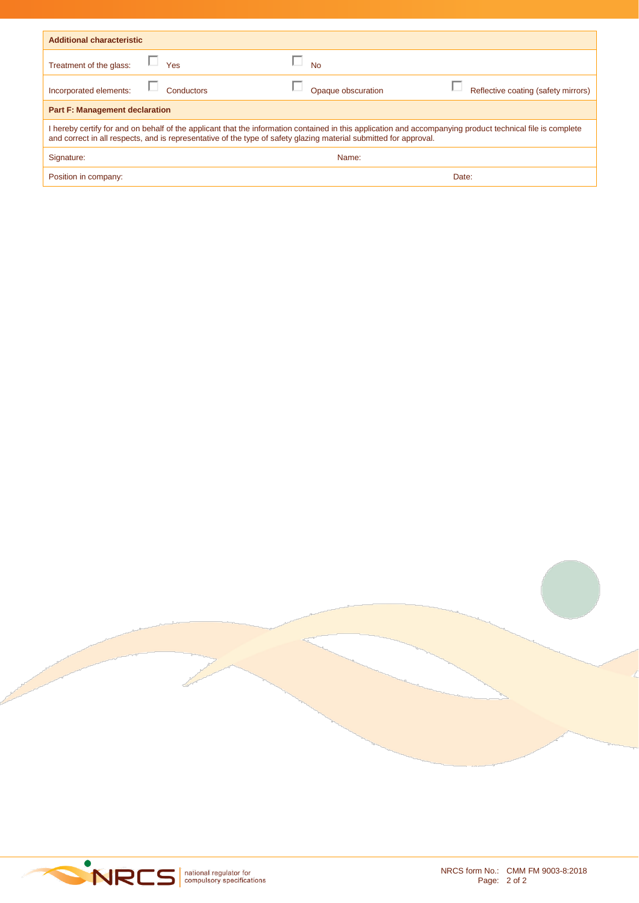| **Additional characteristic** | | | |
| --- | --- | --- | --- |
| Treatment of the glass: | ☐ Yes | ☐ No | |
| Incorporated elements: | ☐ Conductors | ☐ Opaque obscuration | ☐ Reflective coating (safety mirrors) |

| **Part F: Management declaration** | |
| --- | --- |
| I hereby certify for and on behalf of the applicant that the information contained in this application and accompanying product technical file is complete and correct in all respects, and is representative of the type of safety glazing material submitted for approval. | |
| Signature: | Name: |
| Position in company: | Date: |

NRCS form No.: CMM FM 9003-8:2018